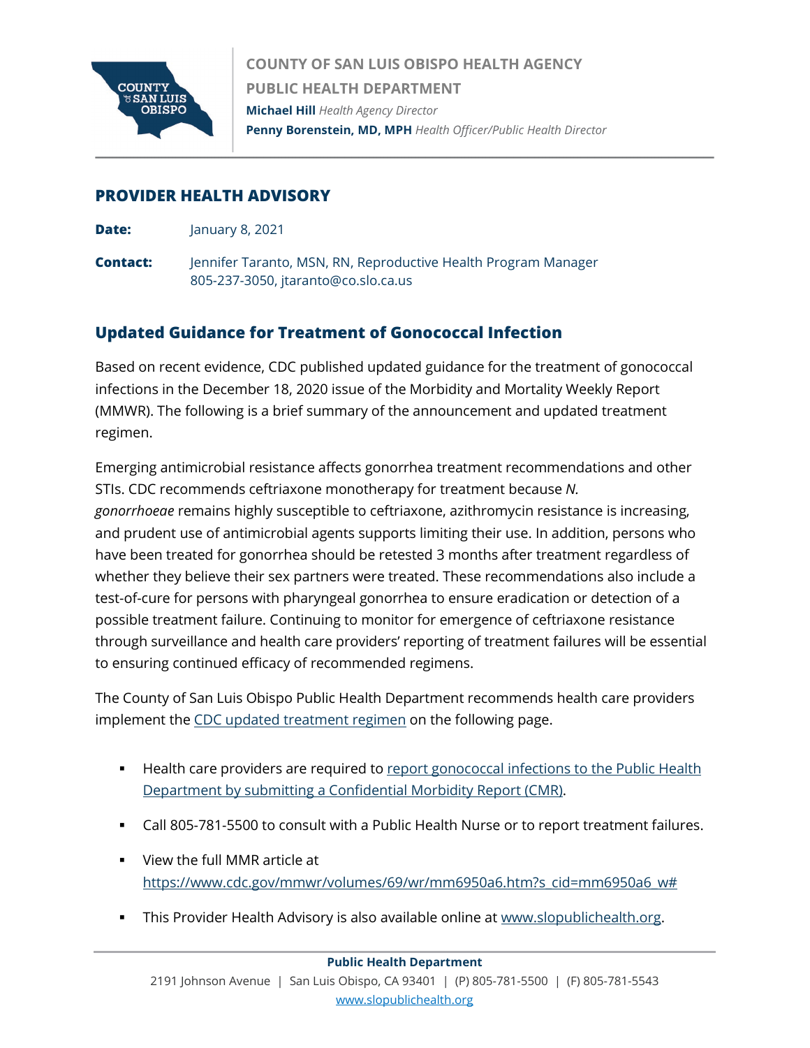COUNTY OF SAN LUIS OBISPO HEALTH AGENCY
PUBLIC HEALTH DEPARTMENT

**Michael Hill** *Health Agency Director*
**Penny Borenstein, MD, MPH** *Health Officer/Public Health Director*

## PROVIDER HEALTH ADVISORY

**Date:** January 8, 2021

**Contact:** Jennifer Taranto, MSN, RN, Reproductive Health Program Manager
805-237-3050, jtaranto@co.slo.ca.us

## Updated Guidance for Treatment of Gonococcal Infection

Based on recent evidence, CDC published updated guidance for the treatment of gonococcal infections in the December 18, 2020 issue of the Morbidity and Mortality Weekly Report (MMWR). The following is a brief summary of the announcement and updated treatment regimen.

Emerging antimicrobial resistance affects gonorrhea treatment recommendations and other STIs. CDC recommends ceftriaxone monotherapy for treatment because *N. gonorrhoeae* remains highly susceptible to ceftriaxone, azithromycin resistance is increasing, and prudent use of antimicrobial agents supports limiting their use. In addition, persons who have been treated for gonorrhea should be retested 3 months after treatment regardless of whether they believe their sex partners were treated. These recommendations also include a test-of-cure for persons with pharyngeal gonorrhea to ensure eradication or detection of a possible treatment failure. Continuing to monitor for emergence of ceftriaxone resistance through surveillance and health care providers' reporting of treatment failures will be essential to ensuring continued efficacy of recommended regimens.

The County of San Luis Obispo Public Health Department recommends health care providers implement the [CDC updated treatment regimen] on the following page.

- Health care providers are required to [report gonococcal infections to the Public Health Department by submitting a Confidential Morbidity Report (CMR)].
- Call 805-781-5500 to consult with a Public Health Nurse or to report treatment failures.
- View the full MMR article at https://www.cdc.gov/mmwr/volumes/69/wr/mm6950a6.htm?s_cid=mm6950a6_w#
- This Provider Health Advisory is also available online at www.slopublichealth.org.

**Public Health Department**
2191 Johnson Avenue | San Luis Obispo, CA 93401 | (P) 805-781-5500 | (F) 805-781-5543
www.slopublichealth.org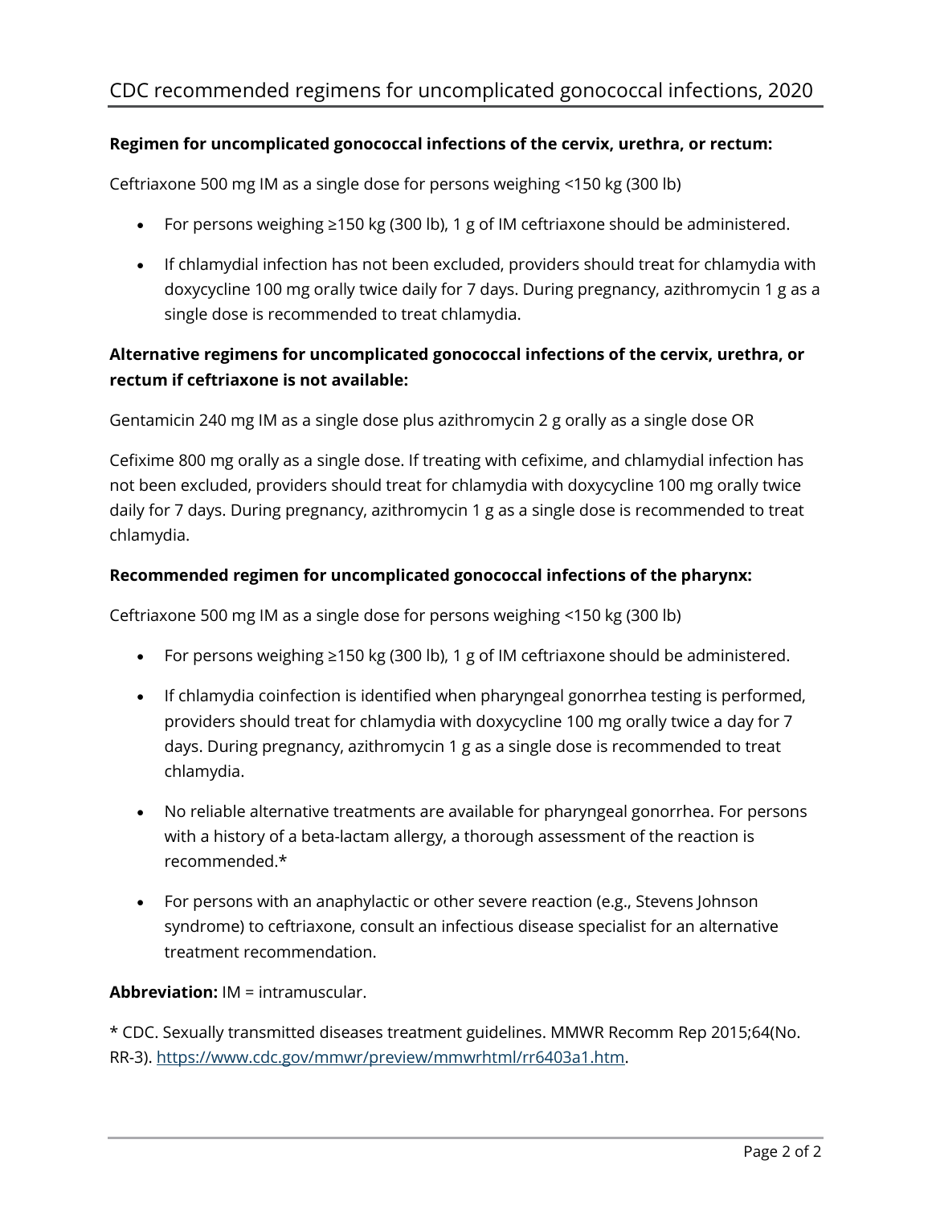## CDC recommended regimens for uncomplicated gonococcal infections, 2020

**Regimen for uncomplicated gonococcal infections of the cervix, urethra, or rectum:**

Ceftriaxone 500 mg IM as a single dose for persons weighing <150 kg (300 lb)

- For persons weighing ≥150 kg (300 lb), 1 g of IM ceftriaxone should be administered.
- If chlamydial infection has not been excluded, providers should treat for chlamydia with doxycycline 100 mg orally twice daily for 7 days. During pregnancy, azithromycin 1 g as a single dose is recommended to treat chlamydia.

**Alternative regimens for uncomplicated gonococcal infections of the cervix, urethra, or rectum if ceftriaxone is not available:**

Gentamicin 240 mg IM as a single dose plus azithromycin 2 g orally as a single dose OR

Cefixime 800 mg orally as a single dose. If treating with cefixime, and chlamydial infection has not been excluded, providers should treat for chlamydia with doxycycline 100 mg orally twice daily for 7 days. During pregnancy, azithromycin 1 g as a single dose is recommended to treat chlamydia.

**Recommended regimen for uncomplicated gonococcal infections of the pharynx:**

Ceftriaxone 500 mg IM as a single dose for persons weighing <150 kg (300 lb)

- For persons weighing ≥150 kg (300 lb), 1 g of IM ceftriaxone should be administered.
- If chlamydia coinfection is identified when pharyngeal gonorrhea testing is performed, providers should treat for chlamydia with doxycycline 100 mg orally twice a day for 7 days. During pregnancy, azithromycin 1 g as a single dose is recommended to treat chlamydia.
- No reliable alternative treatments are available for pharyngeal gonorrhea. For persons with a history of a beta-lactam allergy, a thorough assessment of the reaction is recommended.*
- For persons with an anaphylactic or other severe reaction (e.g., Stevens Johnson syndrome) to ceftriaxone, consult an infectious disease specialist for an alternative treatment recommendation.

**Abbreviation:** IM = intramuscular.

* CDC. Sexually transmitted diseases treatment guidelines. MMWR Recomm Rep 2015;64(No. RR-3). https://www.cdc.gov/mmwr/preview/mmwrhtml/rr6403a1.htm.